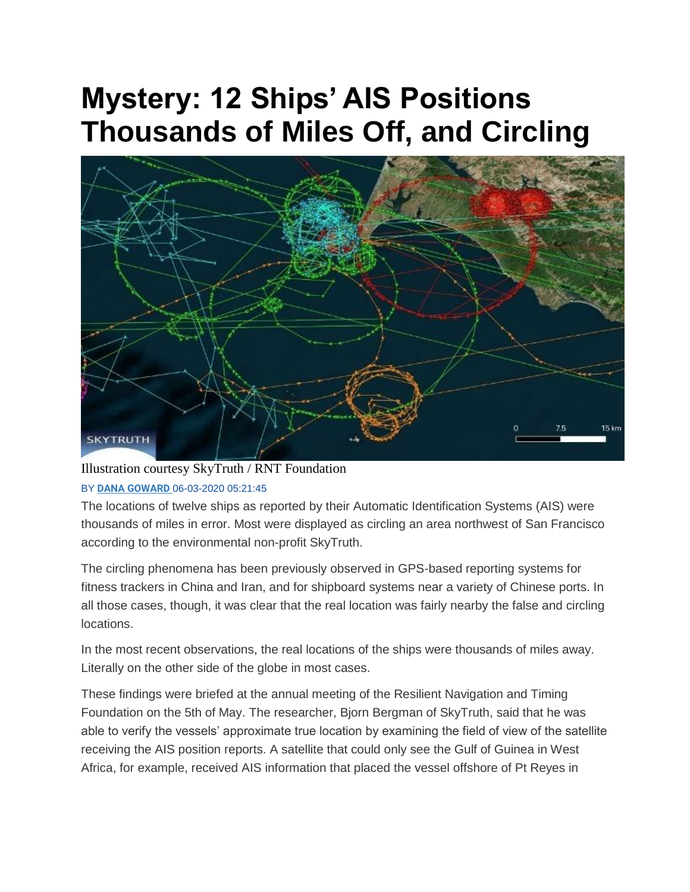# Mystery: 12 Ships' AIS Positions Thousands of Miles Off, and Circling

Illustration courtesy SkyTruth / RNT Foundation

BY **DANA GOWARD** 06-03-2020 05:21:45

The locations of twelve ships as reported by their Automatic Identification Systems (AIS) were thousands of miles in error. Most were displayed as circling an area northwest of San Francisco according to the environmental non-profit SkyTruth.

The circling phenomena has been previously observed in GPS-based reporting systems for fitness trackers in China and Iran, and for shipboard systems near a variety of Chinese ports. In all those cases, though, it was clear that the real location was fairly nearby the false and circling locations.

In the most recent observations, the real locations of the ships were thousands of miles away. Literally on the other side of the globe in most cases.

These findings were briefed at the annual meeting of the Resilient Navigation and Timing Foundation on the 5th of May. The researcher, Bjorn Bergman of SkyTruth, said that he was able to verify the vessels' approximate true location by examining the field of view of the satellite receiving the AIS position reports. A satellite that could only see the Gulf of Guinea in West Africa, for example, received AIS information that placed the vessel offshore of Pt Reyes in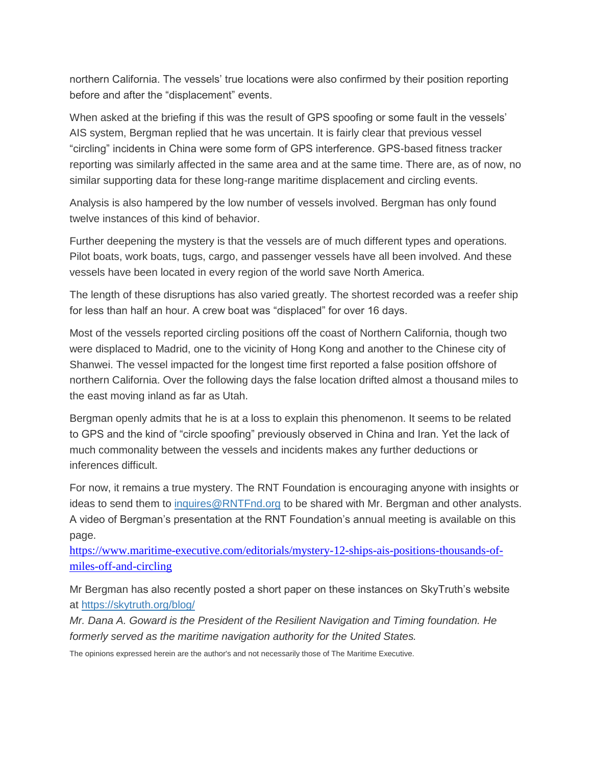northern California. The vessels' true locations were also confirmed by their position reporting before and after the "displacement" events.

When asked at the briefing if this was the result of GPS spoofing or some fault in the vessels' AIS system, Bergman replied that he was uncertain. It is fairly clear that previous vessel "circling" incidents in China were some form of GPS interference. GPS-based fitness tracker reporting was similarly affected in the same area and at the same time. There are, as of now, no similar supporting data for these long-range maritime displacement and circling events.

Analysis is also hampered by the low number of vessels involved. Bergman has only found twelve instances of this kind of behavior.

Further deepening the mystery is that the vessels are of much different types and operations. Pilot boats, work boats, tugs, cargo, and passenger vessels have all been involved. And these vessels have been located in every region of the world save North America.

The length of these disruptions has also varied greatly. The shortest recorded was a reefer ship for less than half an hour. A crew boat was "displaced" for over 16 days.

Most of the vessels reported circling positions off the coast of Northern California, though two were displaced to Madrid, one to the vicinity of Hong Kong and another to the Chinese city of Shanwei. The vessel impacted for the longest time first reported a false position offshore of northern California. Over the following days the false location drifted almost a thousand miles to the east moving inland as far as Utah.

Bergman openly admits that he is at a loss to explain this phenomenon. It seems to be related to GPS and the kind of "circle spoofing" previously observed in China and Iran. Yet the lack of much commonality between the vessels and incidents makes any further deductions or inferences difficult.

For now, it remains a true mystery. The RNT Foundation is encouraging anyone with insights or ideas to send them to [inquires@RNTFnd.org](mailto:inquires@RNTFnd.org) to be shared with Mr. Bergman and other analysts. A video of Bergman's presentation at the RNT Foundation's annual meeting is available on this page.

[https://www.maritime-executive.com/editorials/mystery-12-ships-ais-positions-thousands-of-miles-off-and-circling](https://www.maritime-executive.com/editorials/mystery-12-ships-ais-positions-thousands-of-miles-off-and-circling)

Mr Bergman has also recently posted a short paper on these instances on SkyTruth's website at [https://skytruth.org/blog/](https://skytruth.org/blog/)

*Mr. Dana A. Goward is the President of the Resilient Navigation and Timing foundation. He formerly served as the maritime navigation authority for the United States.*

The opinions expressed herein are the author's and not necessarily those of The Maritime Executive.